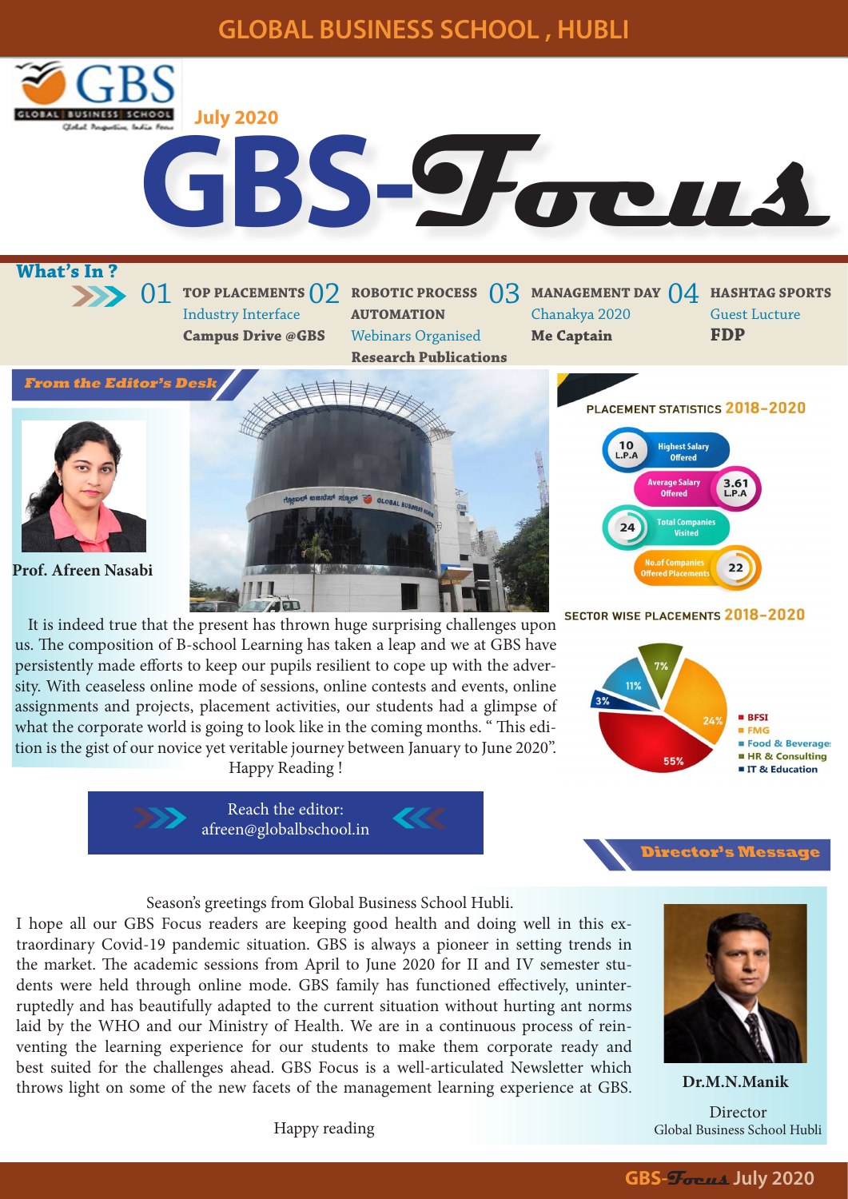# GLOBAL BUSINESS SCHOOL , HUBLI

July 2020

# GBS-Focus

## What's In ?

**01** TOP PLACEMENTS
Industry Interface
**Campus Drive @GBS**

**02** ROBOTIC PROCESS AUTOMATION
Webinars Organised
**Research Publications**

**03** MANAGEMENT DAY
Chanakya 2020
**Me Captain**

**04** HASHTAG SPORTS
Guest Lucture
**FDP**

## From the Editor's Desk

**Prof. Afreen Nasabi**

It is indeed true that the present has thrown huge surprising challenges upon us. The composition of B-school Learning has taken a leap and we at GBS have persistently made efforts to keep our pupils resilient to cope up with the adversity. With ceaseless online mode of sessions, online contests and events, online assignments and projects, placement activities, our students had a glimpse of what the corporate world is going to look like in the coming months. " This edition is the gist of our novice yet veritable journey between January to June 2020".

Happy Reading !

Reach the editor:
afreen@globalbschool.in

## PLACEMENT STATISTICS 2018-2020

- Highest Salary Offered: 10 L.P.A
- Average Salary Offered: 3.61 L.P.A
- Total Companies Visited: 24
- No.of Companies Offered Placements: 22

## SECTOR WISE PLACEMENTS 2018-2020

- BFSI: 55%
- FMG: 24%
- Food & Beverages: 11%
- HR & Consulting: 7%
- IT & Education: 3%

## Director's Message

Season's greetings from Global Business School Hubli.

I hope all our GBS Focus readers are keeping good health and doing well in this extraordinary Covid-19 pandemic situation. GBS is always a pioneer in setting trends in the market. The academic sessions from April to June 2020 for II and IV semester students were held through online mode. GBS family has functioned effectively, uninterruptedly and has beautifully adapted to the current situation without hurting ant norms laid by the WHO and our Ministry of Health. We are in a continuous process of reinventing the learning experience for our students to make them corporate ready and best suited for the challenges ahead. GBS Focus is a well-articulated Newsletter which throws light on some of the new facets of the management learning experience at GBS.

Happy reading

**Dr.M.N.Manik**
Director
Global Business School Hubli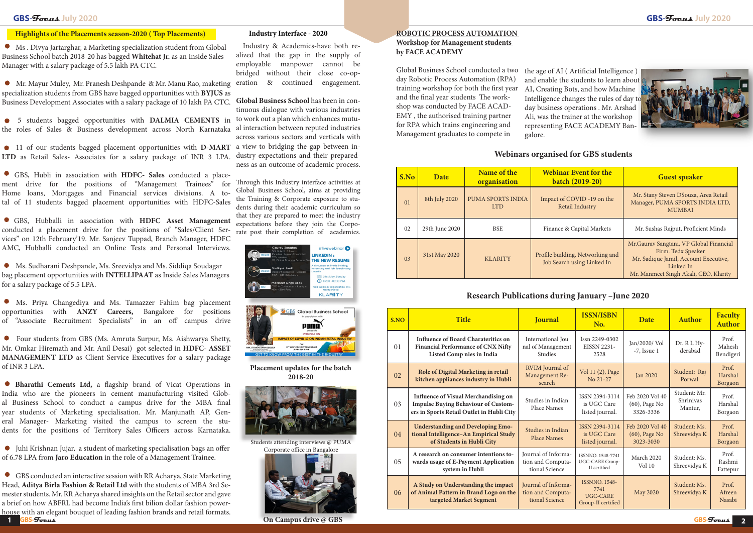## Highlights of the Placements season-2020 ( Top Placements)

- Ms . Divya Jartarghar, a Marketing specialization student from Global Business School batch 2018-20 has bagged **Whitehat Jr.** as an Inside Sales Manager with a salary package of 5.5 lakh PA CTC.

- Mr. Mayur Muley, Mr. Pranesh Deshpande & Mr. Manu Rao, marketing specialization students from GBS have bagged opportunities with **BYJUS** as Business Development Associates with a salary package of 10 lakh PA CTC.

- 5 students bagged opportunities with **DALMIA CEMENTS** in the roles of Sales & Business development across North Karnataka

- 11 of our students bagged placement opportunities with **D-MART LTD** as Retail Sales- Associates for a salary package of INR 3 LPA.

- GBS, Hubli in association with **HDFC- Sales** conducted a placement drive for the positions of "Management Trainees" for Home loans, Mortgages and Financial services divisions. A total of 11 students bagged placement opportunities with HDFC-Sales

- GBS, Hubballi in association with **HDFC Asset Management** conducted a placement drive for the positions of "Sales/Client Services" on 12th February'19. Mr. Sanjeev Tuppad, Branch Manager, HDFC AMC, Hubballi conducted an Online Tests and Personal Interviews.

- Ms. Sudharani Deshpande, Ms. Sreevidya and Ms. Siddiqa Soudagar bag placement opportunities with **INTELLIPAAT** as Inside Sales Managers for a salary package of 5.5 LPA.

- Ms. Priya Changedigya and Ms. Tamazzer Fahim bag placement opportunities with **ANZY Careers,** Bangalore for positions of "Associate Recruitment Specialists" in an off campus drive

- Four students from GBS (Ms. Amruta Surpur, Ms. Aishwarya Shetty, Mr. Omkar Hiremath and Mr. Anil Desai) got selected in **HDFC- ASSET MANAGEMENT LTD** as Client Service Executives for a salary package of INR 3 LPA.

- **Bharathi Cements Ltd,** a flagship brand of Vicat Operations in India who are the pioneers in cement manufacturing visited Global Business School to conduct a campus drive for the MBA final year students of Marketing specialisation. Mr. Manjunath AP, General Manager- Marketing visited the campus to screen the students for the positions of Territory Sales Officers across Karnataka.

- Juhi Krishnan Jujar, a student of marketing specialisation bags an offer of 6.78 LPA from **Jaro Education** in the role of a Management Trainee.

- GBS conducted an interactive session with RR Acharya, State Marketing Head, **Aditya Birla Fashion & Retail Ltd** with the students of MBA 3rd Semester students. Mr. RR Acharya shared insights on the Retail sector and gave a brief on how ABFRL had become India's first bilion dollar fashion powerhouse with an elegant bouquet of leading fashion brands and retail formats.

## Industry Interface - 2020

Industry & Academics-have both realized that the gap in the supply of employable manpower cannot be bridged without their close co-operation & continued engagement.

**Global Business School** has been in continuous dialogue with various industries to work out a plan which enhances mutual interaction between reputed industries across various sectors and verticals with a view to bridging the gap between industry expectations and their preparedness as an outcome of academic process.

Through this Industry interface activities at Global Business School, aims at providing the Training & Corporate exposure to students during their academic curriculum so that they are prepared to meet the industry expectations before they join the Corporate post their completion of academics.

## Placement updates for the batch 2018-20

Students attending interviews @ PUMA Corporate office in Bangalore

On Campus drive @ GBS

## ROBOTIC PROCESS AUTOMATION Workshop for Management students by FACE ACADEMY

Global Business School conducted a two day Robotic Process Automation (RPA) training workshop for both the first year and the final year students The workshop was conducted by FACE ACADEMY , the authorised training partner for RPA which trains engineering and Management graduates to compete in the age of AI ( Artificial Intelligence ) and enable the students to learn about AI, Creating Bots, and how Machine Intelligence changes the rules of day to day business operations . Mr. Arshad Ali, was the trainer at the workshop representing FACE ACADEMY Bangalore.

## Webinars organised for GBS students

| S.No | Date | Name of the organisation | Webinar Event for the batch (2019-20) | Guest speaker |
|---|---|---|---|---|
| 01 | 8th July 2020 | PUMA SPORTS INDIA LTD | Impact of COVID -19 on the Retail Industry | Mr. Stany Steven DSouza, Area Retail Manager, PUMA SPORTS INDIA LTD, MUMBAI |
| 02 | 29th June 2020 | BSE | Finance & Capital Markets | Mr. Sushas Rajput, Proficient Minds |
| 03 | 31st May 2020 | KLARITY | Profile building, Networking and Job Search using Linked In | Mr.Gaurav Sangtani, VP Global Financial Firm. Tedx Speaker<br>Mr. Sadique Jamil, Account Executive, Linked In<br>Mr. Manmeet Singh Akali, CEO, Klarity |

## Research Publications during January –June 2020

| S.NO | Title | Journal | ISSN/ISBN No. | Date | Author | Faculty Author |
|---|---|---|---|---|---|---|
| 01 | **Influence of Board Charateritics on Financial Performance of CNX Nifty Listed Comp nies in India** | International Journal of Management Studies | Issn 2249-0302 EISSN 2231-2528 | Jan/2020/ Vol -7, Issue 1 | Dr. R L Hyderabad | Prof. Mahesh Bendigeri |
| 02 | **Role of Digital Marketing in retail kitchen appliances industry in Hubli** | RVIM Journal of Management Research | Vol 11 (2), Page No 21-27 | Jan 2020 | Student: Raj Porwal. | Prof. Harshal Borgaon |
| 03 | **Influence of Visual Merchandising on Impulse Buying Behaviour of Customers in Sports Retail Outlet in Hubli City** | Studies in Indian Place Names | ISSN 2394-3114 is UGC Care listed journal. | Feb 2020 Vol 40 (60), Page No 3326-3336 | Student: Mr. Shrinivas Mantur, | Prof. Harshal Borgaon |
| 04 | **Understanding and Developing Emotional Intelligence–An Empirical Study of Students in Hubli City** | Studies in Indian Place Names | ISSN 2394-3114 is UGC Care listed journal. | Feb 2020 Vol 40 (60), Page No 3023-3030 | Student: Ms. Shreevidya K | Prof. Harshal Borgaon |
| 05 | **A research on consumer intentions towards usage of E-Payment Application system in Hubli** | Journal of Information and Computational Science | ISSNNO. 1548-7741 UGC-CARE Group-II certified | March 2020 Vol 10 | Student: Ms. Shreevidya K | Prof. Rashmi Fattepur |
| 06 | **A Study on Understanding the impact of Animal Pattern in Brand Logo on the targeted Market Segment** | Journal of Information and Computational Science | ISSNNO. 1548-7741 UGC-CARE Group-II certified | May 2020 | Student: Ms. Shreevidya K | Prof. Afreen Nasabi |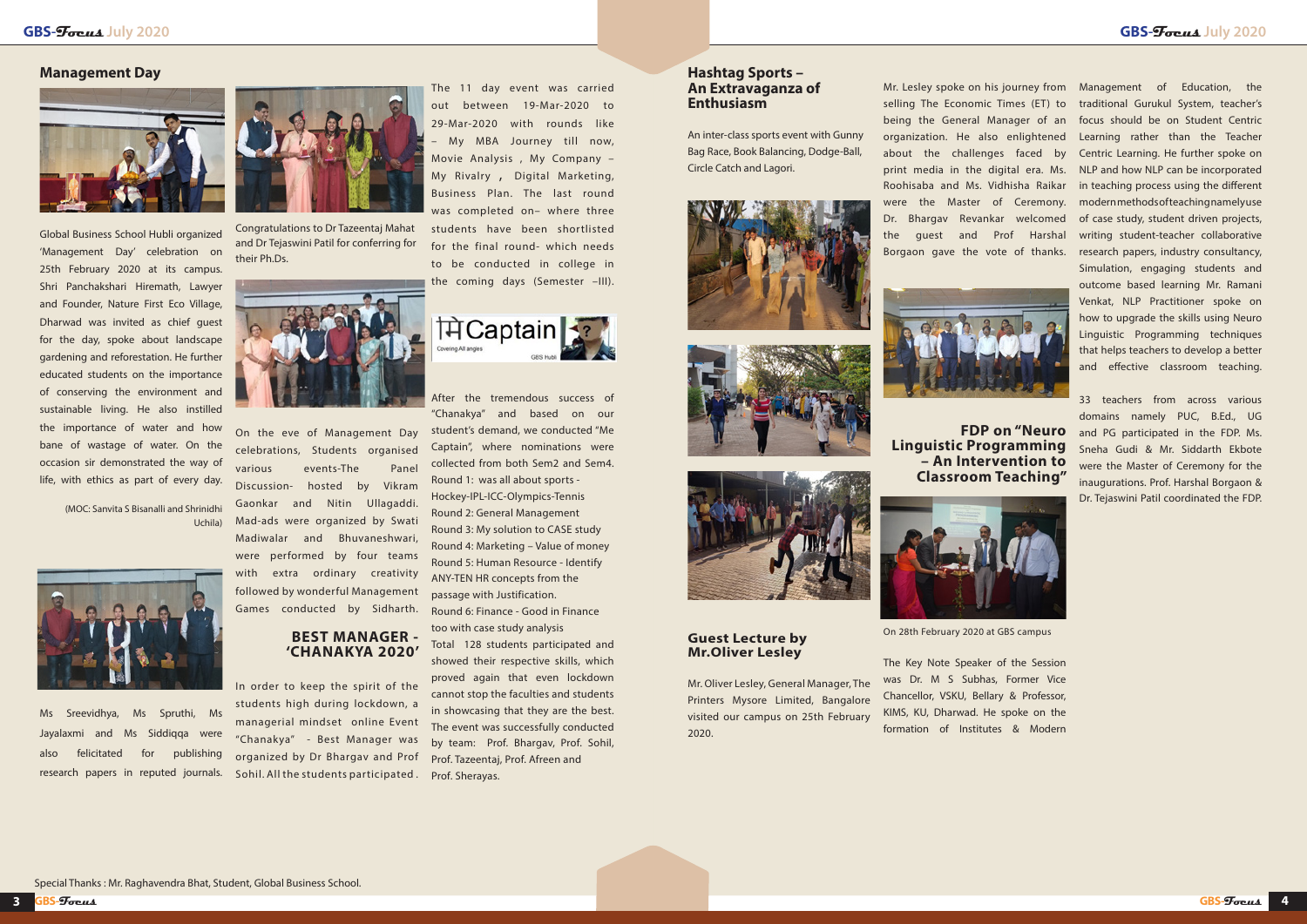## Management Day

Global Business School Hubli organized 'Management Day' celebration on 25th February 2020 at its campus. Shri Panchakshari Hiremath, Lawyer and Founder, Nature First Eco Village, Dharwad was invited as chief guest for the day, spoke about landscape gardening and reforestation. He further educated students on the importance of conserving the environment and sustainable living. He also instilled the importance of water and how bane of wastage of water. On the occasion sir demonstrated the way of life, with ethics as part of every day.

(MOC: Sanvita S Bisanalli and Shrinidhi Uchila)

Ms Sreevidhya, Ms Spruthi, Ms Jayalaxmi and Ms Siddiqqa were also felicitated for publishing research papers in reputed journals.

Congratulations to Dr Tazeentaj Mahat and Dr Tejaswini Patil for conferring for their Ph.Ds.

On the eve of Management Day celebrations, Students organised various events-The Panel Discussion- hosted by Vikram Gaonkar and Nitin Ullagaddi. Mad-ads were organized by Swati Madiwalar and Bhuvaneshwari, were performed by four teams with extra ordinary creativity followed by wonderful Management Games conducted by Sidharth.

## BEST MANAGER - 'CHANAKYA 2020'

In order to keep the spirit of the students high during lockdown, a managerial mindset online Event "Chanakya" - Best Manager was organized by Dr Bhargav and Prof Sohil. All the students participated. The 11 day event was carried out between 19-Mar-2020 to 29-Mar-2020 with rounds like – My MBA Journey till now, Movie Analysis , My Company – My Rivalry , Digital Marketing, Business Plan. The last round was completed on– where three students have been shortlisted for the final round- which needs to be conducted in college in the coming days (Semester –III).

मै Captain
Covering All angles
GBS Hubli

After the tremendous success of "Chanakya" and based on our student's demand, we conducted "Me Captain", where nominations were collected from both Sem2 and Sem4.

Round 1: was all about sports - Hockey-IPL-ICC-Olympics-Tennis
Round 2: General Management
Round 3: My solution to CASE study
Round 4: Marketing – Value of money
Round 5: Human Resource - Identify ANY-TEN HR concepts from the passage with Justification.
Round 6: Finance - Good in Finance too with case study analysis

Total 128 students participated and showed their respective skills, which proved again that even lockdown cannot stop the faculties and students in showcasing that they are the best. The event was successfully conducted by team: Prof. Bhargav, Prof. Sohil, Prof. Tazeentaj, Prof. Afreen and Prof. Sherayas.

Special Thanks : Mr. Raghavendra Bhat, Student, Global Business School.

## Hashtag Sports – An Extravaganza of Enthusiasm

An inter-class sports event with Gunny Bag Race, Book Balancing, Dodge-Ball, Circle Catch and Lagori.

## Guest Lecture by Mr.Oliver Lesley

Mr. Oliver Lesley, General Manager, The Printers Mysore Limited, Bangalore visited our campus on 25th February 2020.

Mr. Lesley spoke on his journey from selling The Economic Times (ET) to being the General Manager of an organization. He also enlightened about the challenges faced by print media in the digital era. Ms. Roohisaba and Ms. Vidhisha Raikar were the Master of Ceremony. Dr. Bhargav Revankar welcomed the guest and Prof Harshal Borgaon gave the vote of thanks.

## FDP on "Neuro Linguistic Programming – An Intervention to Classroom Teaching"

On 28th February 2020 at GBS campus

The Key Note Speaker of the Session was Dr. M S Subhas, Former Vice Chancellor, VSKU, Bellary & Professor, KIMS, KU, Dharwad. He spoke on the formation of Institutes & Modern Management of Education, the traditional Gurukul System, teacher's focus should be on Student Centric Learning rather than the Teacher Centric Learning. He further spoke on NLP and how NLP can be incorporated in teaching process using the different modern methods of teaching namely use of case study, student driven projects, writing student-teacher collaborative research papers, industry consultancy, Simulation, engaging students and outcome based learning Mr. Ramani Venkat, NLP Practitioner spoke on how to upgrade the skills using Neuro Linguistic Programming techniques that helps teachers to develop a better and effective classroom teaching.

33 teachers from across various domains namely PUC, B.Ed., UG and PG participated in the FDP. Ms. Sneha Gudi & Mr. Siddarth Ekbote were the Master of Ceremony for the inaugurations. Prof. Harshal Borgaon & Dr. Tejaswini Patil coordinated the FDP.